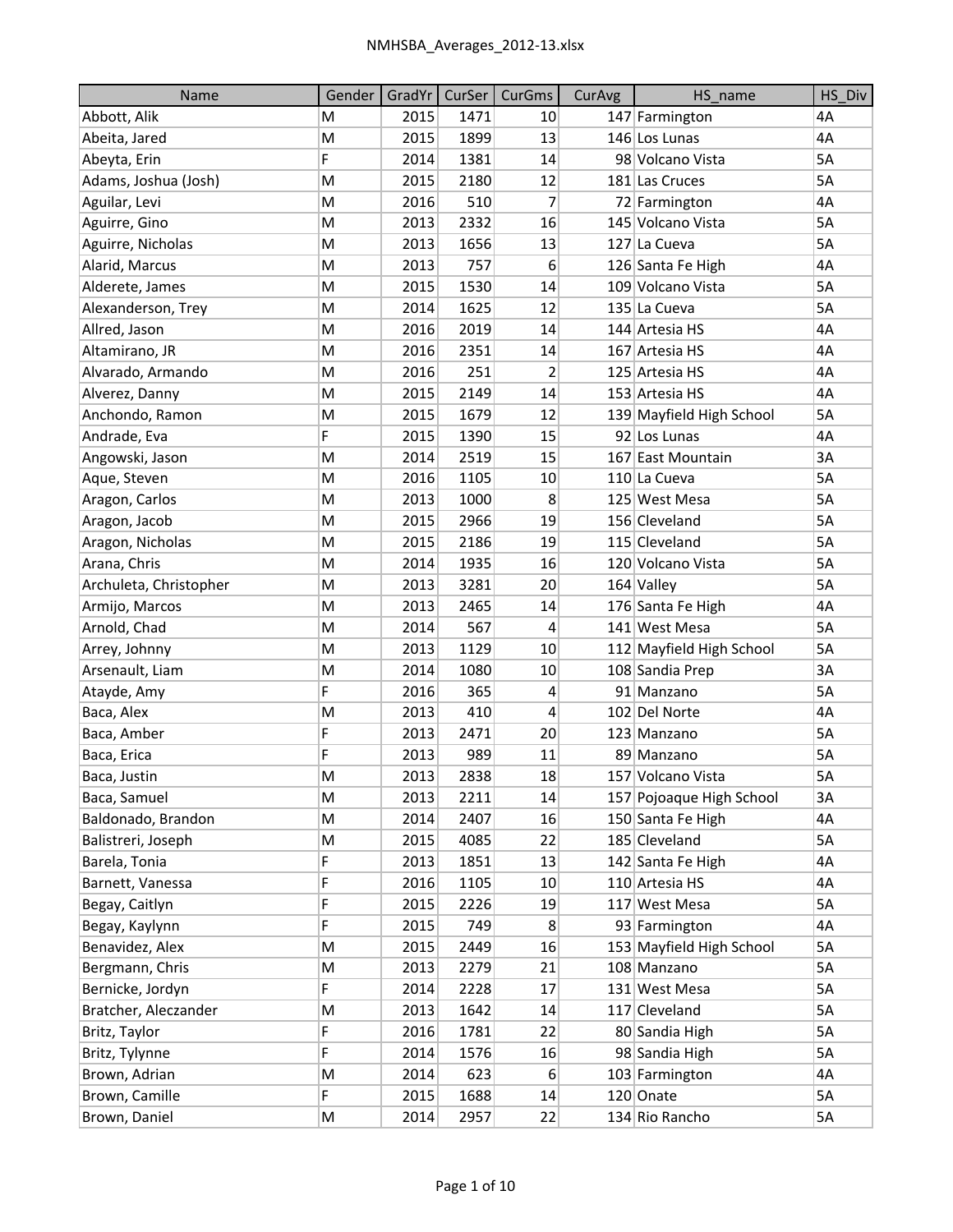| Name | Gender | GradYr | CurSer | CurGms | CurAvg | HS_name | HS_Div |
|---|---|---|---|---|---|---|---|
| Abbott, Alik | M | 2015 | 1471 | 10 | 147 | Farmington | 4A |
| Abeita, Jared | M | 2015 | 1899 | 13 | 146 | Los Lunas | 4A |
| Abeyta, Erin | F | 2014 | 1381 | 14 | 98 | Volcano Vista | 5A |
| Adams, Joshua (Josh) | M | 2015 | 2180 | 12 | 181 | Las Cruces | 5A |
| Aguilar, Levi | M | 2016 | 510 | 7 | 72 | Farmington | 4A |
| Aguirre, Gino | M | 2013 | 2332 | 16 | 145 | Volcano Vista | 5A |
| Aguirre, Nicholas | M | 2013 | 1656 | 13 | 127 | La Cueva | 5A |
| Alarid, Marcus | M | 2013 | 757 | 6 | 126 | Santa Fe High | 4A |
| Alderete, James | M | 2015 | 1530 | 14 | 109 | Volcano Vista | 5A |
| Alexanderson, Trey | M | 2014 | 1625 | 12 | 135 | La Cueva | 5A |
| Allred, Jason | M | 2016 | 2019 | 14 | 144 | Artesia HS | 4A |
| Altamirano, JR | M | 2016 | 2351 | 14 | 167 | Artesia HS | 4A |
| Alvarado, Armando | M | 2016 | 251 | 2 | 125 | Artesia HS | 4A |
| Alverez, Danny | M | 2015 | 2149 | 14 | 153 | Artesia HS | 4A |
| Anchondo, Ramon | M | 2015 | 1679 | 12 | 139 | Mayfield High School | 5A |
| Andrade, Eva | F | 2015 | 1390 | 15 | 92 | Los Lunas | 4A |
| Angowski, Jason | M | 2014 | 2519 | 15 | 167 | East Mountain | 3A |
| Aque, Steven | M | 2016 | 1105 | 10 | 110 | La Cueva | 5A |
| Aragon, Carlos | M | 2013 | 1000 | 8 | 125 | West Mesa | 5A |
| Aragon, Jacob | M | 2015 | 2966 | 19 | 156 | Cleveland | 5A |
| Aragon, Nicholas | M | 2015 | 2186 | 19 | 115 | Cleveland | 5A |
| Arana, Chris | M | 2014 | 1935 | 16 | 120 | Volcano Vista | 5A |
| Archuleta, Christopher | M | 2013 | 3281 | 20 | 164 | Valley | 5A |
| Armijo, Marcos | M | 2013 | 2465 | 14 | 176 | Santa Fe High | 4A |
| Arnold, Chad | M | 2014 | 567 | 4 | 141 | West Mesa | 5A |
| Arrey, Johnny | M | 2013 | 1129 | 10 | 112 | Mayfield High School | 5A |
| Arsenault, Liam | M | 2014 | 1080 | 10 | 108 | Sandia Prep | 3A |
| Atayde, Amy | F | 2016 | 365 | 4 | 91 | Manzano | 5A |
| Baca, Alex | M | 2013 | 410 | 4 | 102 | Del Norte | 4A |
| Baca, Amber | F | 2013 | 2471 | 20 | 123 | Manzano | 5A |
| Baca, Erica | F | 2013 | 989 | 11 | 89 | Manzano | 5A |
| Baca, Justin | M | 2013 | 2838 | 18 | 157 | Volcano Vista | 5A |
| Baca, Samuel | M | 2013 | 2211 | 14 | 157 | Pojoaque High School | 3A |
| Baldonado, Brandon | M | 2014 | 2407 | 16 | 150 | Santa Fe High | 4A |
| Balistreri, Joseph | M | 2015 | 4085 | 22 | 185 | Cleveland | 5A |
| Barela, Tonia | F | 2013 | 1851 | 13 | 142 | Santa Fe High | 4A |
| Barnett, Vanessa | F | 2016 | 1105 | 10 | 110 | Artesia HS | 4A |
| Begay, Caitlyn | F | 2015 | 2226 | 19 | 117 | West Mesa | 5A |
| Begay, Kaylynn | F | 2015 | 749 | 8 | 93 | Farmington | 4A |
| Benavidez, Alex | M | 2015 | 2449 | 16 | 153 | Mayfield High School | 5A |
| Bergmann, Chris | M | 2013 | 2279 | 21 | 108 | Manzano | 5A |
| Bernicke, Jordyn | F | 2014 | 2228 | 17 | 131 | West Mesa | 5A |
| Bratcher, Aleczander | M | 2013 | 1642 | 14 | 117 | Cleveland | 5A |
| Britz, Taylor | F | 2016 | 1781 | 22 | 80 | Sandia High | 5A |
| Britz, Tylynne | F | 2014 | 1576 | 16 | 98 | Sandia High | 5A |
| Brown, Adrian | M | 2014 | 623 | 6 | 103 | Farmington | 4A |
| Brown, Camille | F | 2015 | 1688 | 14 | 120 | Onate | 5A |
| Brown, Daniel | M | 2014 | 2957 | 22 | 134 | Rio Rancho | 5A |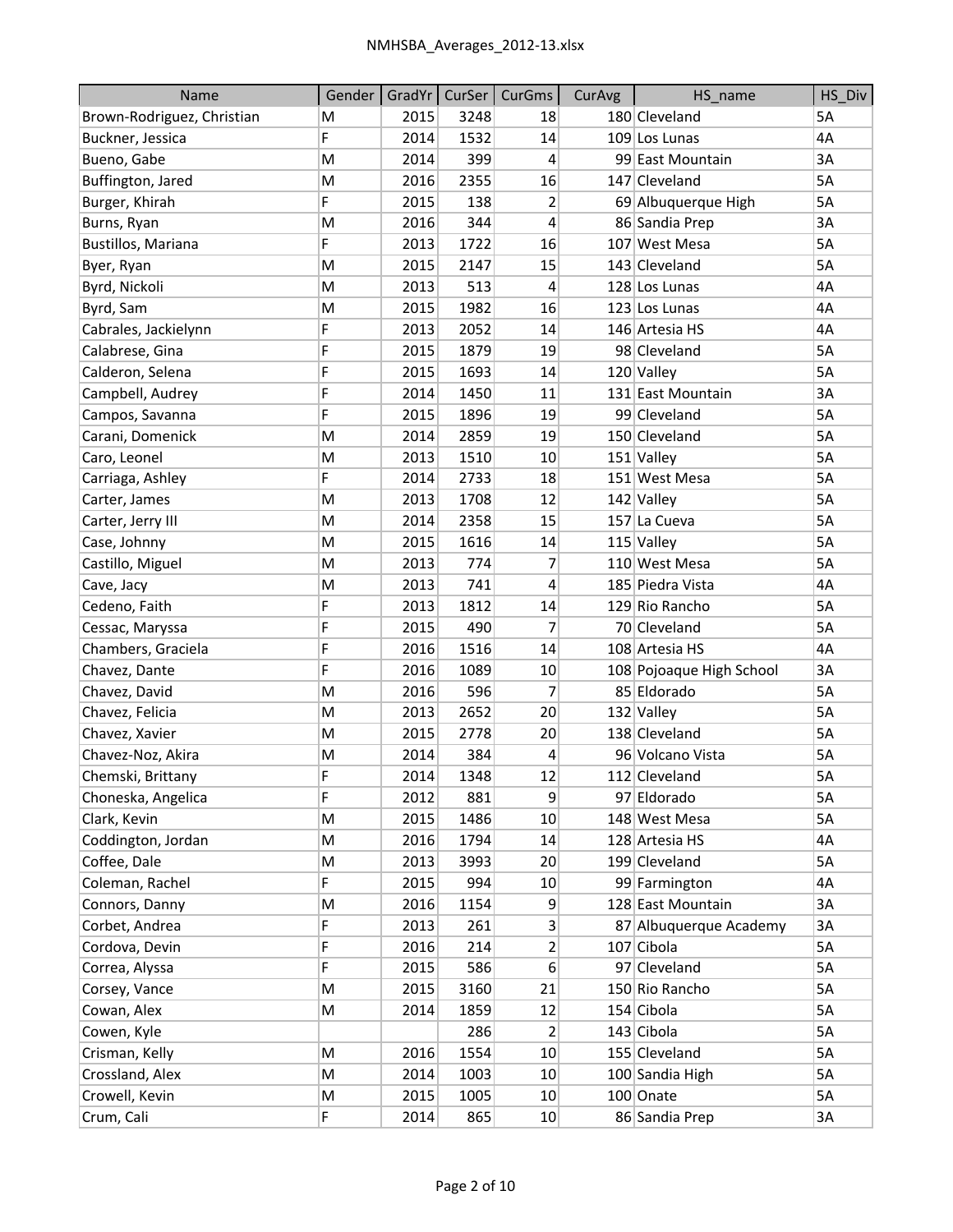| Name | Gender | GradYr | CurSer | CurGms | CurAvg | HS_name | HS_Div |
|---|---|---|---|---|---|---|---|
| Brown-Rodriguez, Christian | M | 2015 | 3248 | 18 | 180 | Cleveland | 5A |
| Buckner, Jessica | F | 2014 | 1532 | 14 | 109 | Los Lunas | 4A |
| Bueno, Gabe | M | 2014 | 399 | 4 | 99 | East Mountain | 3A |
| Buffington, Jared | M | 2016 | 2355 | 16 | 147 | Cleveland | 5A |
| Burger, Khirah | F | 2015 | 138 | 2 | 69 | Albuquerque High | 5A |
| Burns, Ryan | M | 2016 | 344 | 4 | 86 | Sandia Prep | 3A |
| Bustillos, Mariana | F | 2013 | 1722 | 16 | 107 | West Mesa | 5A |
| Byer, Ryan | M | 2015 | 2147 | 15 | 143 | Cleveland | 5A |
| Byrd, Nickoli | M | 2013 | 513 | 4 | 128 | Los Lunas | 4A |
| Byrd, Sam | M | 2015 | 1982 | 16 | 123 | Los Lunas | 4A |
| Cabrales, Jackielynn | F | 2013 | 2052 | 14 | 146 | Artesia HS | 4A |
| Calabrese, Gina | F | 2015 | 1879 | 19 | 98 | Cleveland | 5A |
| Calderon, Selena | F | 2015 | 1693 | 14 | 120 | Valley | 5A |
| Campbell, Audrey | F | 2014 | 1450 | 11 | 131 | East Mountain | 3A |
| Campos, Savanna | F | 2015 | 1896 | 19 | 99 | Cleveland | 5A |
| Carani, Domenick | M | 2014 | 2859 | 19 | 150 | Cleveland | 5A |
| Caro, Leonel | M | 2013 | 1510 | 10 | 151 | Valley | 5A |
| Carriaga, Ashley | F | 2014 | 2733 | 18 | 151 | West Mesa | 5A |
| Carter, James | M | 2013 | 1708 | 12 | 142 | Valley | 5A |
| Carter, Jerry III | M | 2014 | 2358 | 15 | 157 | La Cueva | 5A |
| Case, Johnny | M | 2015 | 1616 | 14 | 115 | Valley | 5A |
| Castillo, Miguel | M | 2013 | 774 | 7 | 110 | West Mesa | 5A |
| Cave, Jacy | M | 2013 | 741 | 4 | 185 | Piedra Vista | 4A |
| Cedeno, Faith | F | 2013 | 1812 | 14 | 129 | Rio Rancho | 5A |
| Cessac, Maryssa | F | 2015 | 490 | 7 | 70 | Cleveland | 5A |
| Chambers, Graciela | F | 2016 | 1516 | 14 | 108 | Artesia HS | 4A |
| Chavez, Dante | F | 2016 | 1089 | 10 | 108 | Pojoaque High School | 3A |
| Chavez, David | M | 2016 | 596 | 7 | 85 | Eldorado | 5A |
| Chavez, Felicia | M | 2013 | 2652 | 20 | 132 | Valley | 5A |
| Chavez, Xavier | M | 2015 | 2778 | 20 | 138 | Cleveland | 5A |
| Chavez-Noz, Akira | M | 2014 | 384 | 4 | 96 | Volcano Vista | 5A |
| Chemski, Brittany | F | 2014 | 1348 | 12 | 112 | Cleveland | 5A |
| Choneska, Angelica | F | 2012 | 881 | 9 | 97 | Eldorado | 5A |
| Clark, Kevin | M | 2015 | 1486 | 10 | 148 | West Mesa | 5A |
| Coddington, Jordan | M | 2016 | 1794 | 14 | 128 | Artesia HS | 4A |
| Coffee, Dale | M | 2013 | 3993 | 20 | 199 | Cleveland | 5A |
| Coleman, Rachel | F | 2015 | 994 | 10 | 99 | Farmington | 4A |
| Connors, Danny | M | 2016 | 1154 | 9 | 128 | East Mountain | 3A |
| Corbet, Andrea | F | 2013 | 261 | 3 | 87 | Albuquerque Academy | 3A |
| Cordova, Devin | F | 2016 | 214 | 2 | 107 | Cibola | 5A |
| Correa, Alyssa | F | 2015 | 586 | 6 | 97 | Cleveland | 5A |
| Corsey, Vance | M | 2015 | 3160 | 21 | 150 | Rio Rancho | 5A |
| Cowan, Alex | M | 2014 | 1859 | 12 | 154 | Cibola | 5A |
| Cowen, Kyle | | | 286 | 2 | 143 | Cibola | 5A |
| Crisman, Kelly | M | 2016 | 1554 | 10 | 155 | Cleveland | 5A |
| Crossland, Alex | M | 2014 | 1003 | 10 | 100 | Sandia High | 5A |
| Crowell, Kevin | M | 2015 | 1005 | 10 | 100 | Onate | 5A |
| Crum, Cali | F | 2014 | 865 | 10 | 86 | Sandia Prep | 3A |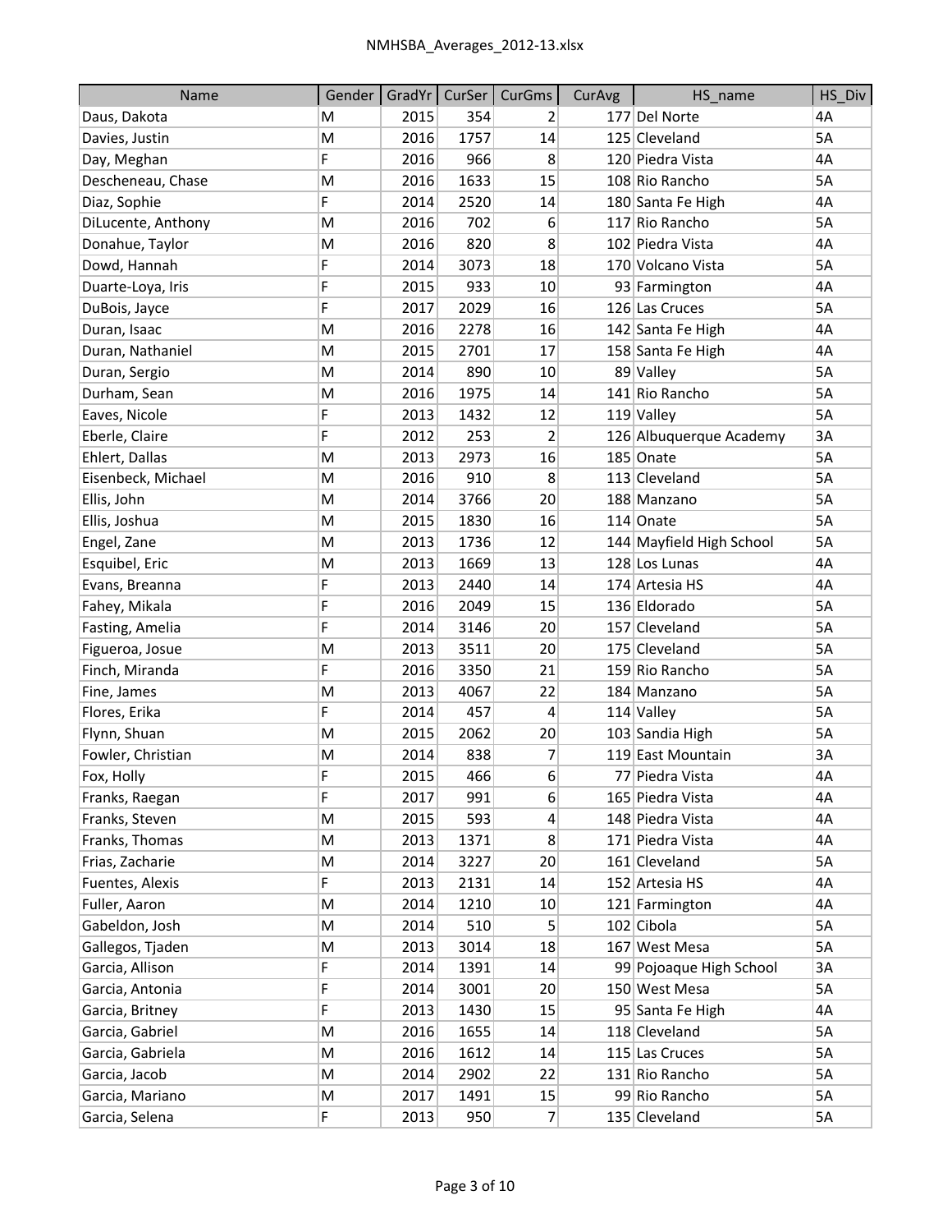| Name | Gender | GradYr | CurSer | CurGms | CurAvg | HS_name | HS_Div |
|---|---|---|---|---|---|---|---|
| Daus, Dakota | M | 2015 | 354 | 2 | 177 | Del Norte | 4A |
| Davies, Justin | M | 2016 | 1757 | 14 | 125 | Cleveland | 5A |
| Day, Meghan | F | 2016 | 966 | 8 | 120 | Piedra Vista | 4A |
| Descheneau, Chase | M | 2016 | 1633 | 15 | 108 | Rio Rancho | 5A |
| Diaz, Sophie | F | 2014 | 2520 | 14 | 180 | Santa Fe High | 4A |
| DiLucente, Anthony | M | 2016 | 702 | 6 | 117 | Rio Rancho | 5A |
| Donahue, Taylor | M | 2016 | 820 | 8 | 102 | Piedra Vista | 4A |
| Dowd, Hannah | F | 2014 | 3073 | 18 | 170 | Volcano Vista | 5A |
| Duarte-Loya, Iris | F | 2015 | 933 | 10 | 93 | Farmington | 4A |
| DuBois, Jayce | F | 2017 | 2029 | 16 | 126 | Las Cruces | 5A |
| Duran, Isaac | M | 2016 | 2278 | 16 | 142 | Santa Fe High | 4A |
| Duran, Nathaniel | M | 2015 | 2701 | 17 | 158 | Santa Fe High | 4A |
| Duran, Sergio | M | 2014 | 890 | 10 | 89 | Valley | 5A |
| Durham, Sean | M | 2016 | 1975 | 14 | 141 | Rio Rancho | 5A |
| Eaves, Nicole | F | 2013 | 1432 | 12 | 119 | Valley | 5A |
| Eberle, Claire | F | 2012 | 253 | 2 | 126 | Albuquerque Academy | 3A |
| Ehlert, Dallas | M | 2013 | 2973 | 16 | 185 | Onate | 5A |
| Eisenbeck, Michael | M | 2016 | 910 | 8 | 113 | Cleveland | 5A |
| Ellis, John | M | 2014 | 3766 | 20 | 188 | Manzano | 5A |
| Ellis, Joshua | M | 2015 | 1830 | 16 | 114 | Onate | 5A |
| Engel, Zane | M | 2013 | 1736 | 12 | 144 | Mayfield High School | 5A |
| Esquibel, Eric | M | 2013 | 1669 | 13 | 128 | Los Lunas | 4A |
| Evans, Breanna | F | 2013 | 2440 | 14 | 174 | Artesia HS | 4A |
| Fahey, Mikala | F | 2016 | 2049 | 15 | 136 | Eldorado | 5A |
| Fasting, Amelia | F | 2014 | 3146 | 20 | 157 | Cleveland | 5A |
| Figueroa, Josue | M | 2013 | 3511 | 20 | 175 | Cleveland | 5A |
| Finch, Miranda | F | 2016 | 3350 | 21 | 159 | Rio Rancho | 5A |
| Fine, James | M | 2013 | 4067 | 22 | 184 | Manzano | 5A |
| Flores, Erika | F | 2014 | 457 | 4 | 114 | Valley | 5A |
| Flynn, Shuan | M | 2015 | 2062 | 20 | 103 | Sandia High | 5A |
| Fowler, Christian | M | 2014 | 838 | 7 | 119 | East Mountain | 3A |
| Fox, Holly | F | 2015 | 466 | 6 | 77 | Piedra Vista | 4A |
| Franks, Raegan | F | 2017 | 991 | 6 | 165 | Piedra Vista | 4A |
| Franks, Steven | M | 2015 | 593 | 4 | 148 | Piedra Vista | 4A |
| Franks, Thomas | M | 2013 | 1371 | 8 | 171 | Piedra Vista | 4A |
| Frias, Zacharie | M | 2014 | 3227 | 20 | 161 | Cleveland | 5A |
| Fuentes, Alexis | F | 2013 | 2131 | 14 | 152 | Artesia HS | 4A |
| Fuller, Aaron | M | 2014 | 1210 | 10 | 121 | Farmington | 4A |
| Gabeldon, Josh | M | 2014 | 510 | 5 | 102 | Cibola | 5A |
| Gallegos, Tjaden | M | 2013 | 3014 | 18 | 167 | West Mesa | 5A |
| Garcia, Allison | F | 2014 | 1391 | 14 | 99 | Pojoaque High School | 3A |
| Garcia, Antonia | F | 2014 | 3001 | 20 | 150 | West Mesa | 5A |
| Garcia, Britney | F | 2013 | 1430 | 15 | 95 | Santa Fe High | 4A |
| Garcia, Gabriel | M | 2016 | 1655 | 14 | 118 | Cleveland | 5A |
| Garcia, Gabriela | M | 2016 | 1612 | 14 | 115 | Las Cruces | 5A |
| Garcia, Jacob | M | 2014 | 2902 | 22 | 131 | Rio Rancho | 5A |
| Garcia, Mariano | M | 2017 | 1491 | 15 | 99 | Rio Rancho | 5A |
| Garcia, Selena | F | 2013 | 950 | 7 | 135 | Cleveland | 5A |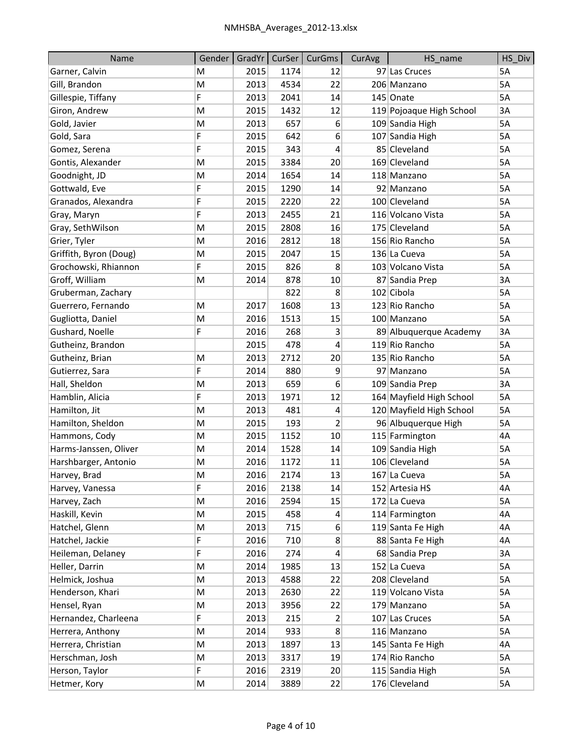| Name | Gender | GradYr | CurSer | CurGms | CurAvg | HS_name | HS_Div |
|---|---|---|---|---|---|---|---|
| Garner, Calvin | M | 2015 | 1174 | 12 | 97 | Las Cruces | 5A |
| Gill, Brandon | M | 2013 | 4534 | 22 | 206 | Manzano | 5A |
| Gillespie, Tiffany | F | 2013 | 2041 | 14 | 145 | Onate | 5A |
| Giron, Andrew | M | 2015 | 1432 | 12 | 119 | Pojoaque High School | 3A |
| Gold, Javier | M | 2013 | 657 | 6 | 109 | Sandia High | 5A |
| Gold, Sara | F | 2015 | 642 | 6 | 107 | Sandia High | 5A |
| Gomez, Serena | F | 2015 | 343 | 4 | 85 | Cleveland | 5A |
| Gontis, Alexander | M | 2015 | 3384 | 20 | 169 | Cleveland | 5A |
| Goodnight, JD | M | 2014 | 1654 | 14 | 118 | Manzano | 5A |
| Gottwald, Eve | F | 2015 | 1290 | 14 | 92 | Manzano | 5A |
| Granados, Alexandra | F | 2015 | 2220 | 22 | 100 | Cleveland | 5A |
| Gray, Maryn | F | 2013 | 2455 | 21 | 116 | Volcano Vista | 5A |
| Gray, SethWilson | M | 2015 | 2808 | 16 | 175 | Cleveland | 5A |
| Grier, Tyler | M | 2016 | 2812 | 18 | 156 | Rio Rancho | 5A |
| Griffith, Byron (Doug) | M | 2015 | 2047 | 15 | 136 | La Cueva | 5A |
| Grochowski, Rhiannon | F | 2015 | 826 | 8 | 103 | Volcano Vista | 5A |
| Groff, William | M | 2014 | 878 | 10 | 87 | Sandia Prep | 3A |
| Gruberman, Zachary | | | 822 | 8 | 102 | Cibola | 5A |
| Guerrero, Fernando | M | 2017 | 1608 | 13 | 123 | Rio Rancho | 5A |
| Gugliotta, Daniel | M | 2016 | 1513 | 15 | 100 | Manzano | 5A |
| Gushard, Noelle | F | 2016 | 268 | 3 | 89 | Albuquerque Academy | 3A |
| Gutheinz, Brandon | | 2015 | 478 | 4 | 119 | Rio Rancho | 5A |
| Gutheinz, Brian | M | 2013 | 2712 | 20 | 135 | Rio Rancho | 5A |
| Gutierrez, Sara | F | 2014 | 880 | 9 | 97 | Manzano | 5A |
| Hall, Sheldon | M | 2013 | 659 | 6 | 109 | Sandia Prep | 3A |
| Hamblin, Alicia | F | 2013 | 1971 | 12 | 164 | Mayfield High School | 5A |
| Hamilton, Jit | M | 2013 | 481 | 4 | 120 | Mayfield High School | 5A |
| Hamilton, Sheldon | M | 2015 | 193 | 2 | 96 | Albuquerque High | 5A |
| Hammons, Cody | M | 2015 | 1152 | 10 | 115 | Farmington | 4A |
| Harms-Janssen, Oliver | M | 2014 | 1528 | 14 | 109 | Sandia High | 5A |
| Harshbarger, Antonio | M | 2016 | 1172 | 11 | 106 | Cleveland | 5A |
| Harvey, Brad | M | 2016 | 2174 | 13 | 167 | La Cueva | 5A |
| Harvey, Vanessa | F | 2016 | 2138 | 14 | 152 | Artesia HS | 4A |
| Harvey, Zach | M | 2016 | 2594 | 15 | 172 | La Cueva | 5A |
| Haskill, Kevin | M | 2015 | 458 | 4 | 114 | Farmington | 4A |
| Hatchel, Glenn | M | 2013 | 715 | 6 | 119 | Santa Fe High | 4A |
| Hatchel, Jackie | F | 2016 | 710 | 8 | 88 | Santa Fe High | 4A |
| Heileman, Delaney | F | 2016 | 274 | 4 | 68 | Sandia Prep | 3A |
| Heller, Darrin | M | 2014 | 1985 | 13 | 152 | La Cueva | 5A |
| Helmick, Joshua | M | 2013 | 4588 | 22 | 208 | Cleveland | 5A |
| Henderson, Khari | M | 2013 | 2630 | 22 | 119 | Volcano Vista | 5A |
| Hensel, Ryan | M | 2013 | 3956 | 22 | 179 | Manzano | 5A |
| Hernandez, Charleena | F | 2013 | 215 | 2 | 107 | Las Cruces | 5A |
| Herrera, Anthony | M | 2014 | 933 | 8 | 116 | Manzano | 5A |
| Herrera, Christian | M | 2013 | 1897 | 13 | 145 | Santa Fe High | 4A |
| Herschman, Josh | M | 2013 | 3317 | 19 | 174 | Rio Rancho | 5A |
| Herson, Taylor | F | 2016 | 2319 | 20 | 115 | Sandia High | 5A |
| Hetmer, Kory | M | 2014 | 3889 | 22 | 176 | Cleveland | 5A |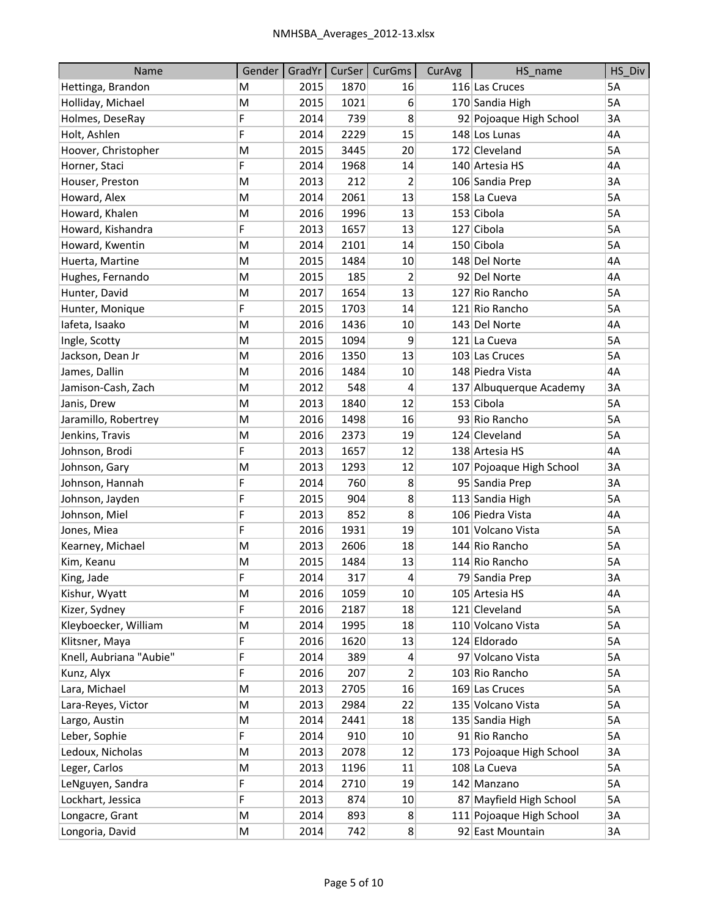| Name | Gender | GradYr | CurSer | CurGms | CurAvg | HS_name | HS_Div |
|---|---|---|---|---|---|---|---|
| Hettinga, Brandon | M | 2015 | 1870 | 16 | 116 | Las Cruces | 5A |
| Holliday, Michael | M | 2015 | 1021 | 6 | 170 | Sandia High | 5A |
| Holmes, DeseRay | F | 2014 | 739 | 8 | 92 | Pojoaque High School | 3A |
| Holt, Ashlen | F | 2014 | 2229 | 15 | 148 | Los Lunas | 4A |
| Hoover, Christopher | M | 2015 | 3445 | 20 | 172 | Cleveland | 5A |
| Horner, Staci | F | 2014 | 1968 | 14 | 140 | Artesia HS | 4A |
| Houser, Preston | M | 2013 | 212 | 2 | 106 | Sandia Prep | 3A |
| Howard, Alex | M | 2014 | 2061 | 13 | 158 | La Cueva | 5A |
| Howard, Khalen | M | 2016 | 1996 | 13 | 153 | Cibola | 5A |
| Howard, Kishandra | F | 2013 | 1657 | 13 | 127 | Cibola | 5A |
| Howard, Kwentin | M | 2014 | 2101 | 14 | 150 | Cibola | 5A |
| Huerta, Martine | M | 2015 | 1484 | 10 | 148 | Del Norte | 4A |
| Hughes, Fernando | M | 2015 | 185 | 2 | 92 | Del Norte | 4A |
| Hunter, David | M | 2017 | 1654 | 13 | 127 | Rio Rancho | 5A |
| Hunter, Monique | F | 2015 | 1703 | 14 | 121 | Rio Rancho | 5A |
| Iafeta, Isaako | M | 2016 | 1436 | 10 | 143 | Del Norte | 4A |
| Ingle, Scotty | M | 2015 | 1094 | 9 | 121 | La Cueva | 5A |
| Jackson, Dean Jr | M | 2016 | 1350 | 13 | 103 | Las Cruces | 5A |
| James, Dallin | M | 2016 | 1484 | 10 | 148 | Piedra Vista | 4A |
| Jamison-Cash, Zach | M | 2012 | 548 | 4 | 137 | Albuquerque Academy | 3A |
| Janis, Drew | M | 2013 | 1840 | 12 | 153 | Cibola | 5A |
| Jaramillo, Robertrey | M | 2016 | 1498 | 16 | 93 | Rio Rancho | 5A |
| Jenkins, Travis | M | 2016 | 2373 | 19 | 124 | Cleveland | 5A |
| Johnson, Brodi | F | 2013 | 1657 | 12 | 138 | Artesia HS | 4A |
| Johnson, Gary | M | 2013 | 1293 | 12 | 107 | Pojoaque High School | 3A |
| Johnson, Hannah | F | 2014 | 760 | 8 | 95 | Sandia Prep | 3A |
| Johnson, Jayden | F | 2015 | 904 | 8 | 113 | Sandia High | 5A |
| Johnson, Miel | F | 2013 | 852 | 8 | 106 | Piedra Vista | 4A |
| Jones, Miea | F | 2016 | 1931 | 19 | 101 | Volcano Vista | 5A |
| Kearney, Michael | M | 2013 | 2606 | 18 | 144 | Rio Rancho | 5A |
| Kim, Keanu | M | 2015 | 1484 | 13 | 114 | Rio Rancho | 5A |
| King, Jade | F | 2014 | 317 | 4 | 79 | Sandia Prep | 3A |
| Kishur, Wyatt | M | 2016 | 1059 | 10 | 105 | Artesia HS | 4A |
| Kizer, Sydney | F | 2016 | 2187 | 18 | 121 | Cleveland | 5A |
| Kleyboecker, William | M | 2014 | 1995 | 18 | 110 | Volcano Vista | 5A |
| Klitsner, Maya | F | 2016 | 1620 | 13 | 124 | Eldorado | 5A |
| Knell, Aubriana "Aubie" | F | 2014 | 389 | 4 | 97 | Volcano Vista | 5A |
| Kunz, Alyx | F | 2016 | 207 | 2 | 103 | Rio Rancho | 5A |
| Lara, Michael | M | 2013 | 2705 | 16 | 169 | Las Cruces | 5A |
| Lara-Reyes, Victor | M | 2013 | 2984 | 22 | 135 | Volcano Vista | 5A |
| Largo, Austin | M | 2014 | 2441 | 18 | 135 | Sandia High | 5A |
| Leber, Sophie | F | 2014 | 910 | 10 | 91 | Rio Rancho | 5A |
| Ledoux, Nicholas | M | 2013 | 2078 | 12 | 173 | Pojoaque High School | 3A |
| Leger, Carlos | M | 2013 | 1196 | 11 | 108 | La Cueva | 5A |
| LeNguyen, Sandra | F | 2014 | 2710 | 19 | 142 | Manzano | 5A |
| Lockhart, Jessica | F | 2013 | 874 | 10 | 87 | Mayfield High School | 5A |
| Longacre, Grant | M | 2014 | 893 | 8 | 111 | Pojoaque High School | 3A |
| Longoria, David | M | 2014 | 742 | 8 | 92 | East Mountain | 3A |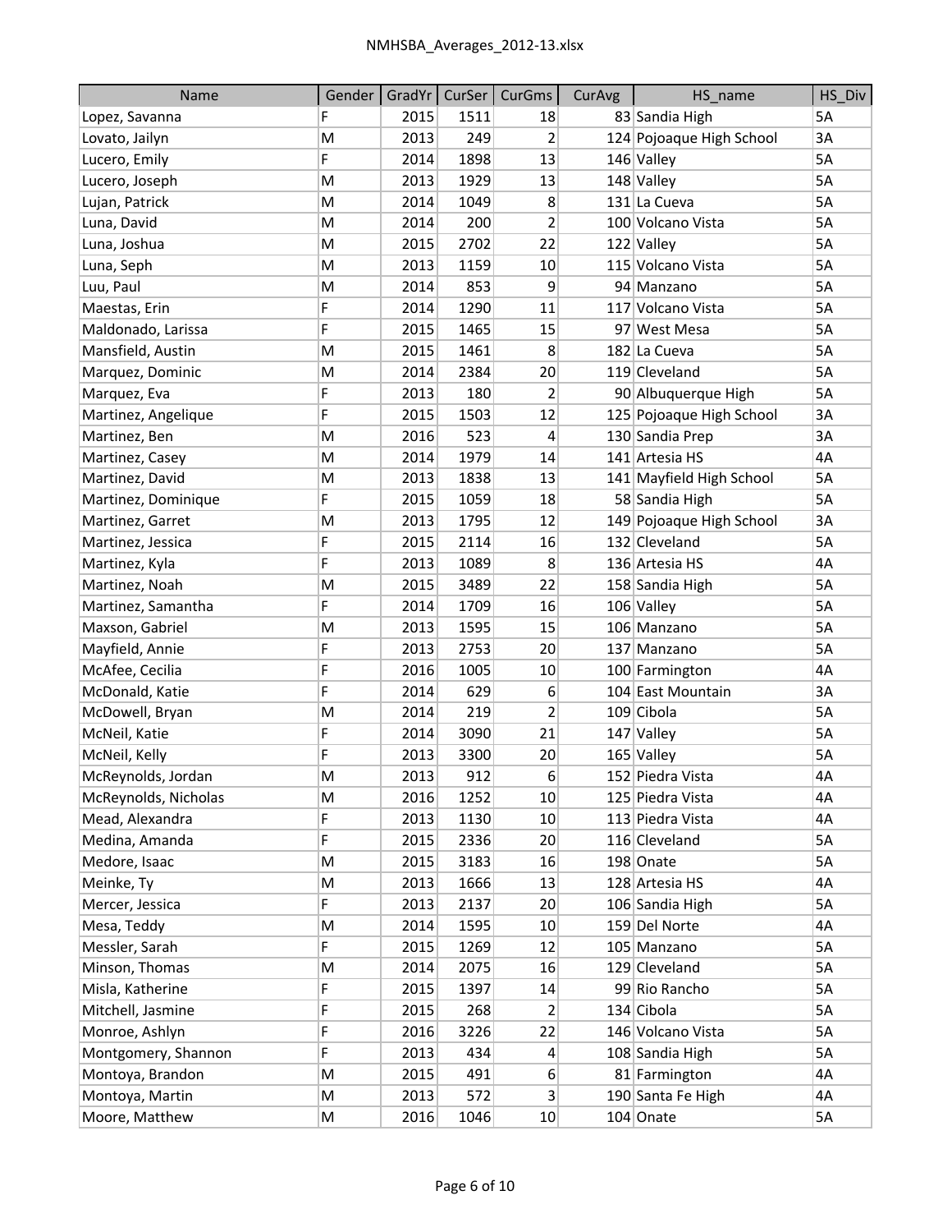| Name | Gender | GradYr | CurSer | CurGms | CurAvg | HS_name | HS_Div |
|---|---|---|---|---|---|---|---|
| Lopez, Savanna | F | 2015 | 1511 | 18 | 83 | Sandia High | 5A |
| Lovato, Jailyn | M | 2013 | 249 | 2 | 124 | Pojoaque High School | 3A |
| Lucero, Emily | F | 2014 | 1898 | 13 | 146 | Valley | 5A |
| Lucero, Joseph | M | 2013 | 1929 | 13 | 148 | Valley | 5A |
| Lujan, Patrick | M | 2014 | 1049 | 8 | 131 | La Cueva | 5A |
| Luna, David | M | 2014 | 200 | 2 | 100 | Volcano Vista | 5A |
| Luna, Joshua | M | 2015 | 2702 | 22 | 122 | Valley | 5A |
| Luna, Seph | M | 2013 | 1159 | 10 | 115 | Volcano Vista | 5A |
| Luu, Paul | M | 2014 | 853 | 9 | 94 | Manzano | 5A |
| Maestas, Erin | F | 2014 | 1290 | 11 | 117 | Volcano Vista | 5A |
| Maldonado, Larissa | F | 2015 | 1465 | 15 | 97 | West Mesa | 5A |
| Mansfield, Austin | M | 2015 | 1461 | 8 | 182 | La Cueva | 5A |
| Marquez, Dominic | M | 2014 | 2384 | 20 | 119 | Cleveland | 5A |
| Marquez, Eva | F | 2013 | 180 | 2 | 90 | Albuquerque High | 5A |
| Martinez, Angelique | F | 2015 | 1503 | 12 | 125 | Pojoaque High School | 3A |
| Martinez, Ben | M | 2016 | 523 | 4 | 130 | Sandia Prep | 3A |
| Martinez, Casey | M | 2014 | 1979 | 14 | 141 | Artesia HS | 4A |
| Martinez, David | M | 2013 | 1838 | 13 | 141 | Mayfield High School | 5A |
| Martinez, Dominique | F | 2015 | 1059 | 18 | 58 | Sandia High | 5A |
| Martinez, Garret | M | 2013 | 1795 | 12 | 149 | Pojoaque High School | 3A |
| Martinez, Jessica | F | 2015 | 2114 | 16 | 132 | Cleveland | 5A |
| Martinez, Kyla | F | 2013 | 1089 | 8 | 136 | Artesia HS | 4A |
| Martinez, Noah | M | 2015 | 3489 | 22 | 158 | Sandia High | 5A |
| Martinez, Samantha | F | 2014 | 1709 | 16 | 106 | Valley | 5A |
| Maxson, Gabriel | M | 2013 | 1595 | 15 | 106 | Manzano | 5A |
| Mayfield, Annie | F | 2013 | 2753 | 20 | 137 | Manzano | 5A |
| McAfee, Cecilia | F | 2016 | 1005 | 10 | 100 | Farmington | 4A |
| McDonald, Katie | F | 2014 | 629 | 6 | 104 | East Mountain | 3A |
| McDowell, Bryan | M | 2014 | 219 | 2 | 109 | Cibola | 5A |
| McNeil, Katie | F | 2014 | 3090 | 21 | 147 | Valley | 5A |
| McNeil, Kelly | F | 2013 | 3300 | 20 | 165 | Valley | 5A |
| McReynolds, Jordan | M | 2013 | 912 | 6 | 152 | Piedra Vista | 4A |
| McReynolds, Nicholas | M | 2016 | 1252 | 10 | 125 | Piedra Vista | 4A |
| Mead, Alexandra | F | 2013 | 1130 | 10 | 113 | Piedra Vista | 4A |
| Medina, Amanda | F | 2015 | 2336 | 20 | 116 | Cleveland | 5A |
| Medore, Isaac | M | 2015 | 3183 | 16 | 198 | Onate | 5A |
| Meinke, Ty | M | 2013 | 1666 | 13 | 128 | Artesia HS | 4A |
| Mercer, Jessica | F | 2013 | 2137 | 20 | 106 | Sandia High | 5A |
| Mesa, Teddy | M | 2014 | 1595 | 10 | 159 | Del Norte | 4A |
| Messler, Sarah | F | 2015 | 1269 | 12 | 105 | Manzano | 5A |
| Minson, Thomas | M | 2014 | 2075 | 16 | 129 | Cleveland | 5A |
| Misla, Katherine | F | 2015 | 1397 | 14 | 99 | Rio Rancho | 5A |
| Mitchell, Jasmine | F | 2015 | 268 | 2 | 134 | Cibola | 5A |
| Monroe, Ashlyn | F | 2016 | 3226 | 22 | 146 | Volcano Vista | 5A |
| Montgomery, Shannon | F | 2013 | 434 | 4 | 108 | Sandia High | 5A |
| Montoya, Brandon | M | 2015 | 491 | 6 | 81 | Farmington | 4A |
| Montoya, Martin | M | 2013 | 572 | 3 | 190 | Santa Fe High | 4A |
| Moore, Matthew | M | 2016 | 1046 | 10 | 104 | Onate | 5A |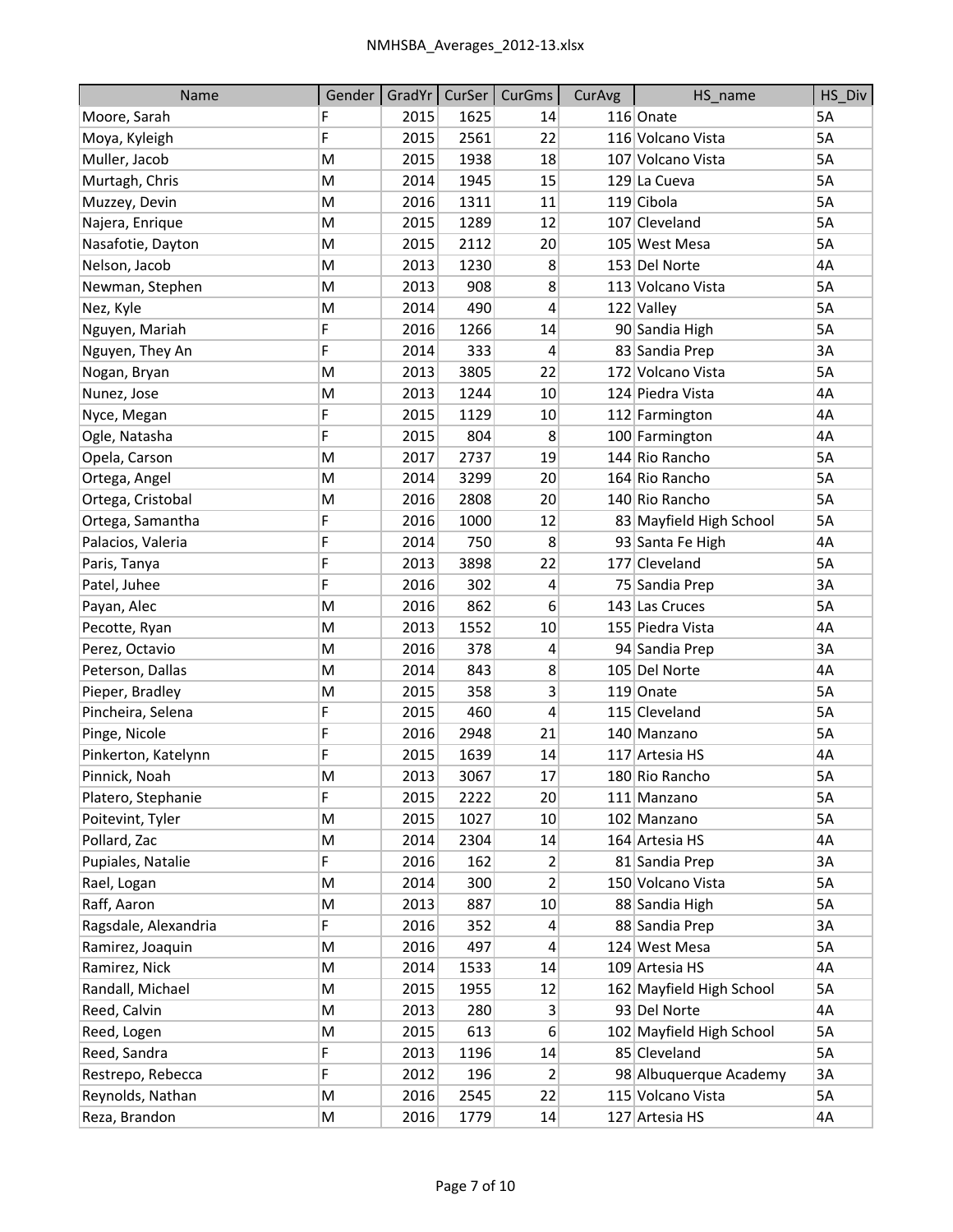| Name | Gender | GradYr | CurSer | CurGms | CurAvg | HS_name | HS_Div |
|---|---|---|---|---|---|---|---|
| Moore, Sarah | F | 2015 | 1625 | 14 | 116 | Onate | 5A |
| Moya, Kyleigh | F | 2015 | 2561 | 22 | 116 | Volcano Vista | 5A |
| Muller, Jacob | M | 2015 | 1938 | 18 | 107 | Volcano Vista | 5A |
| Murtagh, Chris | M | 2014 | 1945 | 15 | 129 | La Cueva | 5A |
| Muzzey, Devin | M | 2016 | 1311 | 11 | 119 | Cibola | 5A |
| Najera, Enrique | M | 2015 | 1289 | 12 | 107 | Cleveland | 5A |
| Nasafotie, Dayton | M | 2015 | 2112 | 20 | 105 | West Mesa | 5A |
| Nelson, Jacob | M | 2013 | 1230 | 8 | 153 | Del Norte | 4A |
| Newman, Stephen | M | 2013 | 908 | 8 | 113 | Volcano Vista | 5A |
| Nez, Kyle | M | 2014 | 490 | 4 | 122 | Valley | 5A |
| Nguyen, Mariah | F | 2016 | 1266 | 14 | 90 | Sandia High | 5A |
| Nguyen, They An | F | 2014 | 333 | 4 | 83 | Sandia Prep | 3A |
| Nogan, Bryan | M | 2013 | 3805 | 22 | 172 | Volcano Vista | 5A |
| Nunez, Jose | M | 2013 | 1244 | 10 | 124 | Piedra Vista | 4A |
| Nyce, Megan | F | 2015 | 1129 | 10 | 112 | Farmington | 4A |
| Ogle, Natasha | F | 2015 | 804 | 8 | 100 | Farmington | 4A |
| Opela, Carson | M | 2017 | 2737 | 19 | 144 | Rio Rancho | 5A |
| Ortega, Angel | M | 2014 | 3299 | 20 | 164 | Rio Rancho | 5A |
| Ortega, Cristobal | M | 2016 | 2808 | 20 | 140 | Rio Rancho | 5A |
| Ortega, Samantha | F | 2016 | 1000 | 12 | 83 | Mayfield High School | 5A |
| Palacios, Valeria | F | 2014 | 750 | 8 | 93 | Santa Fe High | 4A |
| Paris, Tanya | F | 2013 | 3898 | 22 | 177 | Cleveland | 5A |
| Patel, Juhee | F | 2016 | 302 | 4 | 75 | Sandia Prep | 3A |
| Payan, Alec | M | 2016 | 862 | 6 | 143 | Las Cruces | 5A |
| Pecotte, Ryan | M | 2013 | 1552 | 10 | 155 | Piedra Vista | 4A |
| Perez, Octavio | M | 2016 | 378 | 4 | 94 | Sandia Prep | 3A |
| Peterson, Dallas | M | 2014 | 843 | 8 | 105 | Del Norte | 4A |
| Pieper, Bradley | M | 2015 | 358 | 3 | 119 | Onate | 5A |
| Pincheira, Selena | F | 2015 | 460 | 4 | 115 | Cleveland | 5A |
| Pinge, Nicole | F | 2016 | 2948 | 21 | 140 | Manzano | 5A |
| Pinkerton, Katelynn | F | 2015 | 1639 | 14 | 117 | Artesia HS | 4A |
| Pinnick, Noah | M | 2013 | 3067 | 17 | 180 | Rio Rancho | 5A |
| Platero, Stephanie | F | 2015 | 2222 | 20 | 111 | Manzano | 5A |
| Poitevint, Tyler | M | 2015 | 1027 | 10 | 102 | Manzano | 5A |
| Pollard, Zac | M | 2014 | 2304 | 14 | 164 | Artesia HS | 4A |
| Pupiales, Natalie | F | 2016 | 162 | 2 | 81 | Sandia Prep | 3A |
| Rael, Logan | M | 2014 | 300 | 2 | 150 | Volcano Vista | 5A |
| Raff, Aaron | M | 2013 | 887 | 10 | 88 | Sandia High | 5A |
| Ragsdale, Alexandria | F | 2016 | 352 | 4 | 88 | Sandia Prep | 3A |
| Ramirez, Joaquin | M | 2016 | 497 | 4 | 124 | West Mesa | 5A |
| Ramirez, Nick | M | 2014 | 1533 | 14 | 109 | Artesia HS | 4A |
| Randall, Michael | M | 2015 | 1955 | 12 | 162 | Mayfield High School | 5A |
| Reed, Calvin | M | 2013 | 280 | 3 | 93 | Del Norte | 4A |
| Reed, Logen | M | 2015 | 613 | 6 | 102 | Mayfield High School | 5A |
| Reed, Sandra | F | 2013 | 1196 | 14 | 85 | Cleveland | 5A |
| Restrepo, Rebecca | F | 2012 | 196 | 2 | 98 | Albuquerque Academy | 3A |
| Reynolds, Nathan | M | 2016 | 2545 | 22 | 115 | Volcano Vista | 5A |
| Reza, Brandon | M | 2016 | 1779 | 14 | 127 | Artesia HS | 4A |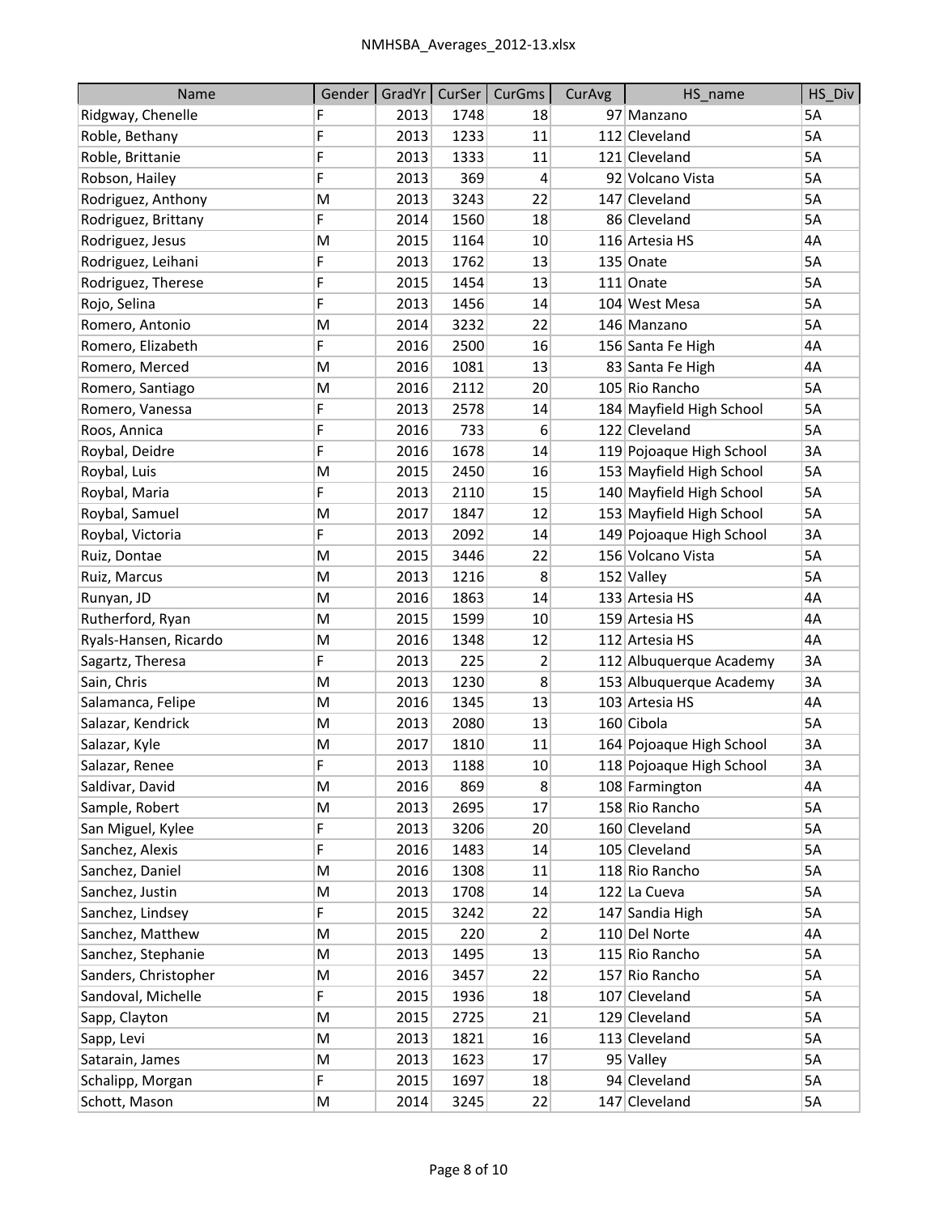| Name | Gender | GradYr | CurSer | CurGms | CurAvg | HS_name | HS_Div |
|---|---|---|---|---|---|---|---|
| Ridgway, Chenelle | F | 2013 | 1748 | 18 | 97 | Manzano | 5A |
| Roble, Bethany | F | 2013 | 1233 | 11 | 112 | Cleveland | 5A |
| Roble, Brittanie | F | 2013 | 1333 | 11 | 121 | Cleveland | 5A |
| Robson, Hailey | F | 2013 | 369 | 4 | 92 | Volcano Vista | 5A |
| Rodriguez, Anthony | M | 2013 | 3243 | 22 | 147 | Cleveland | 5A |
| Rodriguez, Brittany | F | 2014 | 1560 | 18 | 86 | Cleveland | 5A |
| Rodriguez, Jesus | M | 2015 | 1164 | 10 | 116 | Artesia HS | 4A |
| Rodriguez, Leihani | F | 2013 | 1762 | 13 | 135 | Onate | 5A |
| Rodriguez, Therese | F | 2015 | 1454 | 13 | 111 | Onate | 5A |
| Rojo, Selina | F | 2013 | 1456 | 14 | 104 | West Mesa | 5A |
| Romero, Antonio | M | 2014 | 3232 | 22 | 146 | Manzano | 5A |
| Romero, Elizabeth | F | 2016 | 2500 | 16 | 156 | Santa Fe High | 4A |
| Romero, Merced | M | 2016 | 1081 | 13 | 83 | Santa Fe High | 4A |
| Romero, Santiago | M | 2016 | 2112 | 20 | 105 | Rio Rancho | 5A |
| Romero, Vanessa | F | 2013 | 2578 | 14 | 184 | Mayfield High School | 5A |
| Roos, Annica | F | 2016 | 733 | 6 | 122 | Cleveland | 5A |
| Roybal, Deidre | F | 2016 | 1678 | 14 | 119 | Pojoaque High School | 3A |
| Roybal, Luis | M | 2015 | 2450 | 16 | 153 | Mayfield High School | 5A |
| Roybal, Maria | F | 2013 | 2110 | 15 | 140 | Mayfield High School | 5A |
| Roybal, Samuel | M | 2017 | 1847 | 12 | 153 | Mayfield High School | 5A |
| Roybal, Victoria | F | 2013 | 2092 | 14 | 149 | Pojoaque High School | 3A |
| Ruiz, Dontae | M | 2015 | 3446 | 22 | 156 | Volcano Vista | 5A |
| Ruiz, Marcus | M | 2013 | 1216 | 8 | 152 | Valley | 5A |
| Runyan, JD | M | 2016 | 1863 | 14 | 133 | Artesia HS | 4A |
| Rutherford, Ryan | M | 2015 | 1599 | 10 | 159 | Artesia HS | 4A |
| Ryals-Hansen, Ricardo | M | 2016 | 1348 | 12 | 112 | Artesia HS | 4A |
| Sagartz, Theresa | F | 2013 | 225 | 2 | 112 | Albuquerque Academy | 3A |
| Sain, Chris | M | 2013 | 1230 | 8 | 153 | Albuquerque Academy | 3A |
| Salamanca, Felipe | M | 2016 | 1345 | 13 | 103 | Artesia HS | 4A |
| Salazar, Kendrick | M | 2013 | 2080 | 13 | 160 | Cibola | 5A |
| Salazar, Kyle | M | 2017 | 1810 | 11 | 164 | Pojoaque High School | 3A |
| Salazar, Renee | F | 2013 | 1188 | 10 | 118 | Pojoaque High School | 3A |
| Saldivar, David | M | 2016 | 869 | 8 | 108 | Farmington | 4A |
| Sample, Robert | M | 2013 | 2695 | 17 | 158 | Rio Rancho | 5A |
| San Miguel, Kylee | F | 2013 | 3206 | 20 | 160 | Cleveland | 5A |
| Sanchez, Alexis | F | 2016 | 1483 | 14 | 105 | Cleveland | 5A |
| Sanchez, Daniel | M | 2016 | 1308 | 11 | 118 | Rio Rancho | 5A |
| Sanchez, Justin | M | 2013 | 1708 | 14 | 122 | La Cueva | 5A |
| Sanchez, Lindsey | F | 2015 | 3242 | 22 | 147 | Sandia High | 5A |
| Sanchez, Matthew | M | 2015 | 220 | 2 | 110 | Del Norte | 4A |
| Sanchez, Stephanie | M | 2013 | 1495 | 13 | 115 | Rio Rancho | 5A |
| Sanders, Christopher | M | 2016 | 3457 | 22 | 157 | Rio Rancho | 5A |
| Sandoval, Michelle | F | 2015 | 1936 | 18 | 107 | Cleveland | 5A |
| Sapp, Clayton | M | 2015 | 2725 | 21 | 129 | Cleveland | 5A |
| Sapp, Levi | M | 2013 | 1821 | 16 | 113 | Cleveland | 5A |
| Satarain, James | M | 2013 | 1623 | 17 | 95 | Valley | 5A |
| Schalipp, Morgan | F | 2015 | 1697 | 18 | 94 | Cleveland | 5A |
| Schott, Mason | M | 2014 | 3245 | 22 | 147 | Cleveland | 5A |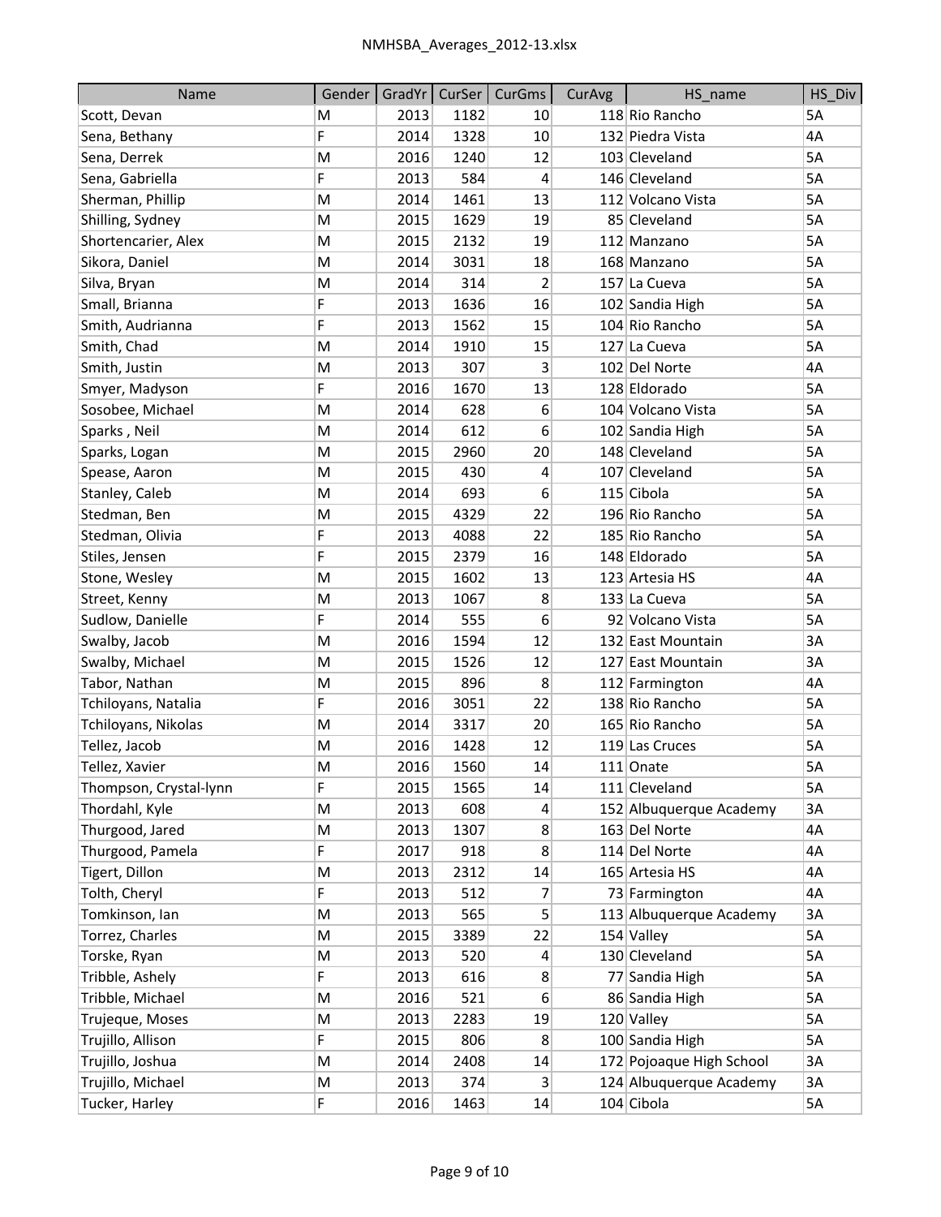| Name | Gender | GradYr | CurSer | CurGms | CurAvg | HS_name | HS_Div |
|---|---|---|---|---|---|---|---|
| Scott, Devan | M | 2013 | 1182 | 10 | 118 | Rio Rancho | 5A |
| Sena, Bethany | F | 2014 | 1328 | 10 | 132 | Piedra Vista | 4A |
| Sena, Derrek | M | 2016 | 1240 | 12 | 103 | Cleveland | 5A |
| Sena, Gabriella | F | 2013 | 584 | 4 | 146 | Cleveland | 5A |
| Sherman, Phillip | M | 2014 | 1461 | 13 | 112 | Volcano Vista | 5A |
| Shilling, Sydney | M | 2015 | 1629 | 19 | 85 | Cleveland | 5A |
| Shortencarier, Alex | M | 2015 | 2132 | 19 | 112 | Manzano | 5A |
| Sikora, Daniel | M | 2014 | 3031 | 18 | 168 | Manzano | 5A |
| Silva, Bryan | M | 2014 | 314 | 2 | 157 | La Cueva | 5A |
| Small, Brianna | F | 2013 | 1636 | 16 | 102 | Sandia High | 5A |
| Smith, Audrianna | F | 2013 | 1562 | 15 | 104 | Rio Rancho | 5A |
| Smith, Chad | M | 2014 | 1910 | 15 | 127 | La Cueva | 5A |
| Smith, Justin | M | 2013 | 307 | 3 | 102 | Del Norte | 4A |
| Smyer, Madyson | F | 2016 | 1670 | 13 | 128 | Eldorado | 5A |
| Sosobee, Michael | M | 2014 | 628 | 6 | 104 | Volcano Vista | 5A |
| Sparks , Neil | M | 2014 | 612 | 6 | 102 | Sandia High | 5A |
| Sparks, Logan | M | 2015 | 2960 | 20 | 148 | Cleveland | 5A |
| Spease, Aaron | M | 2015 | 430 | 4 | 107 | Cleveland | 5A |
| Stanley, Caleb | M | 2014 | 693 | 6 | 115 | Cibola | 5A |
| Stedman, Ben | M | 2015 | 4329 | 22 | 196 | Rio Rancho | 5A |
| Stedman, Olivia | F | 2013 | 4088 | 22 | 185 | Rio Rancho | 5A |
| Stiles, Jensen | F | 2015 | 2379 | 16 | 148 | Eldorado | 5A |
| Stone, Wesley | M | 2015 | 1602 | 13 | 123 | Artesia HS | 4A |
| Street, Kenny | M | 2013 | 1067 | 8 | 133 | La Cueva | 5A |
| Sudlow, Danielle | F | 2014 | 555 | 6 | 92 | Volcano Vista | 5A |
| Swalby, Jacob | M | 2016 | 1594 | 12 | 132 | East Mountain | 3A |
| Swalby, Michael | M | 2015 | 1526 | 12 | 127 | East Mountain | 3A |
| Tabor, Nathan | M | 2015 | 896 | 8 | 112 | Farmington | 4A |
| Tchiloyans, Natalia | F | 2016 | 3051 | 22 | 138 | Rio Rancho | 5A |
| Tchiloyans, Nikolas | M | 2014 | 3317 | 20 | 165 | Rio Rancho | 5A |
| Tellez, Jacob | M | 2016 | 1428 | 12 | 119 | Las Cruces | 5A |
| Tellez, Xavier | M | 2016 | 1560 | 14 | 111 | Onate | 5A |
| Thompson, Crystal-lynn | F | 2015 | 1565 | 14 | 111 | Cleveland | 5A |
| Thordahl, Kyle | M | 2013 | 608 | 4 | 152 | Albuquerque Academy | 3A |
| Thurgood, Jared | M | 2013 | 1307 | 8 | 163 | Del Norte | 4A |
| Thurgood, Pamela | F | 2017 | 918 | 8 | 114 | Del Norte | 4A |
| Tigert, Dillon | M | 2013 | 2312 | 14 | 165 | Artesia HS | 4A |
| Tolth, Cheryl | F | 2013 | 512 | 7 | 73 | Farmington | 4A |
| Tomkinson, Ian | M | 2013 | 565 | 5 | 113 | Albuquerque Academy | 3A |
| Torrez, Charles | M | 2015 | 3389 | 22 | 154 | Valley | 5A |
| Torske, Ryan | M | 2013 | 520 | 4 | 130 | Cleveland | 5A |
| Tribble, Ashely | F | 2013 | 616 | 8 | 77 | Sandia High | 5A |
| Tribble, Michael | M | 2016 | 521 | 6 | 86 | Sandia High | 5A |
| Trujeque, Moses | M | 2013 | 2283 | 19 | 120 | Valley | 5A |
| Trujillo, Allison | F | 2015 | 806 | 8 | 100 | Sandia High | 5A |
| Trujillo, Joshua | M | 2014 | 2408 | 14 | 172 | Pojoaque High School | 3A |
| Trujillo, Michael | M | 2013 | 374 | 3 | 124 | Albuquerque Academy | 3A |
| Tucker, Harley | F | 2016 | 1463 | 14 | 104 | Cibola | 5A |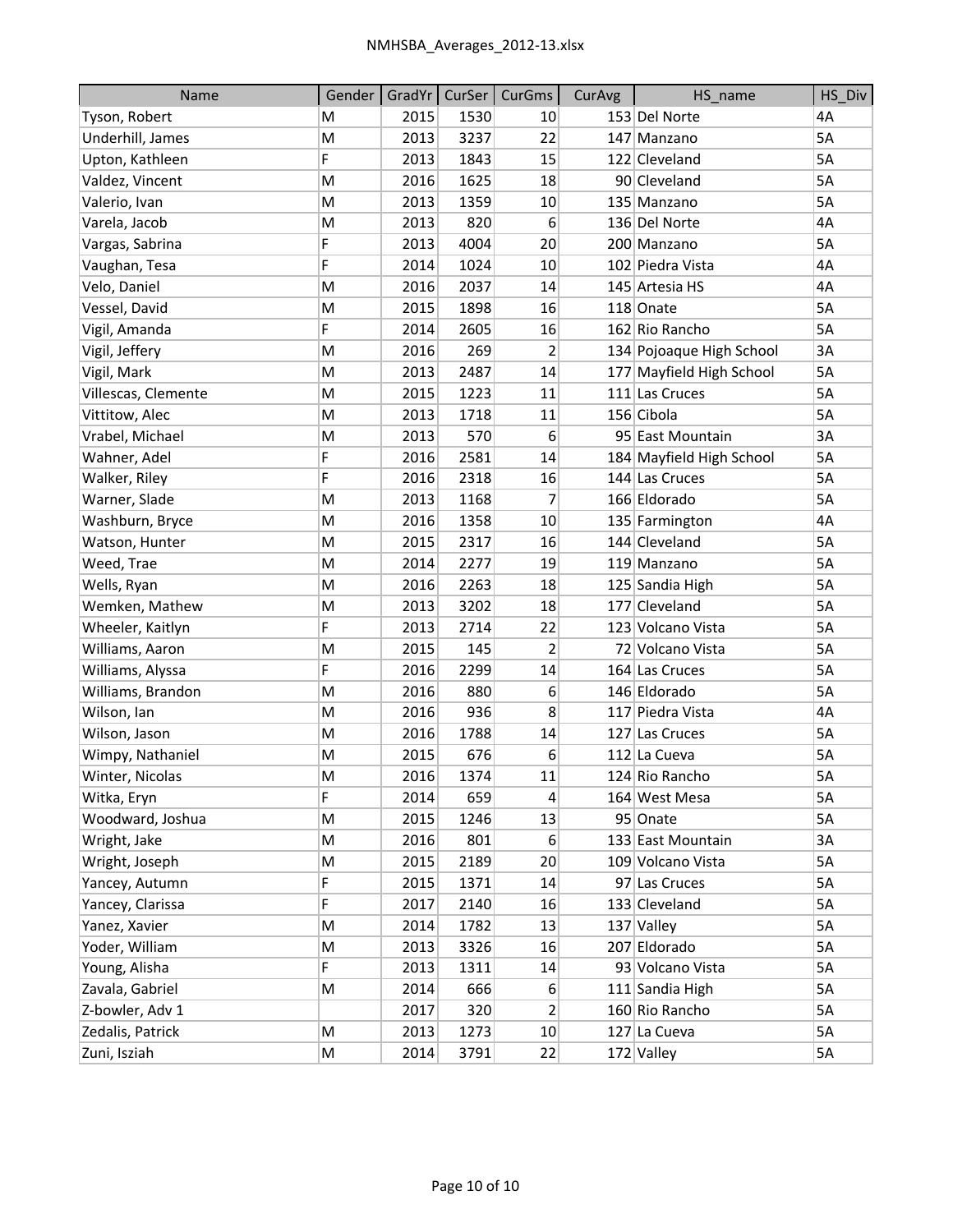| Name | Gender | GradYr | CurSer | CurGms | CurAvg | HS_name | HS_Div |
|---|---|---|---|---|---|---|---|
| Tyson, Robert | M | 2015 | 1530 | 10 | 153 | Del Norte | 4A |
| Underhill, James | M | 2013 | 3237 | 22 | 147 | Manzano | 5A |
| Upton, Kathleen | F | 2013 | 1843 | 15 | 122 | Cleveland | 5A |
| Valdez, Vincent | M | 2016 | 1625 | 18 | 90 | Cleveland | 5A |
| Valerio, Ivan | M | 2013 | 1359 | 10 | 135 | Manzano | 5A |
| Varela, Jacob | M | 2013 | 820 | 6 | 136 | Del Norte | 4A |
| Vargas, Sabrina | F | 2013 | 4004 | 20 | 200 | Manzano | 5A |
| Vaughan, Tesa | F | 2014 | 1024 | 10 | 102 | Piedra Vista | 4A |
| Velo, Daniel | M | 2016 | 2037 | 14 | 145 | Artesia HS | 4A |
| Vessel, David | M | 2015 | 1898 | 16 | 118 | Onate | 5A |
| Vigil, Amanda | F | 2014 | 2605 | 16 | 162 | Rio Rancho | 5A |
| Vigil, Jeffery | M | 2016 | 269 | 2 | 134 | Pojoaque High School | 3A |
| Vigil, Mark | M | 2013 | 2487 | 14 | 177 | Mayfield High School | 5A |
| Villescas, Clemente | M | 2015 | 1223 | 11 | 111 | Las Cruces | 5A |
| Vittitow, Alec | M | 2013 | 1718 | 11 | 156 | Cibola | 5A |
| Vrabel, Michael | M | 2013 | 570 | 6 | 95 | East Mountain | 3A |
| Wahner, Adel | F | 2016 | 2581 | 14 | 184 | Mayfield High School | 5A |
| Walker, Riley | F | 2016 | 2318 | 16 | 144 | Las Cruces | 5A |
| Warner, Slade | M | 2013 | 1168 | 7 | 166 | Eldorado | 5A |
| Washburn, Bryce | M | 2016 | 1358 | 10 | 135 | Farmington | 4A |
| Watson, Hunter | M | 2015 | 2317 | 16 | 144 | Cleveland | 5A |
| Weed, Trae | M | 2014 | 2277 | 19 | 119 | Manzano | 5A |
| Wells, Ryan | M | 2016 | 2263 | 18 | 125 | Sandia High | 5A |
| Wemken, Mathew | M | 2013 | 3202 | 18 | 177 | Cleveland | 5A |
| Wheeler, Kaitlyn | F | 2013 | 2714 | 22 | 123 | Volcano Vista | 5A |
| Williams, Aaron | M | 2015 | 145 | 2 | 72 | Volcano Vista | 5A |
| Williams, Alyssa | F | 2016 | 2299 | 14 | 164 | Las Cruces | 5A |
| Williams, Brandon | M | 2016 | 880 | 6 | 146 | Eldorado | 5A |
| Wilson, Ian | M | 2016 | 936 | 8 | 117 | Piedra Vista | 4A |
| Wilson, Jason | M | 2016 | 1788 | 14 | 127 | Las Cruces | 5A |
| Wimpy, Nathaniel | M | 2015 | 676 | 6 | 112 | La Cueva | 5A |
| Winter, Nicolas | M | 2016 | 1374 | 11 | 124 | Rio Rancho | 5A |
| Witka, Eryn | F | 2014 | 659 | 4 | 164 | West Mesa | 5A |
| Woodward, Joshua | M | 2015 | 1246 | 13 | 95 | Onate | 5A |
| Wright, Jake | M | 2016 | 801 | 6 | 133 | East Mountain | 3A |
| Wright, Joseph | M | 2015 | 2189 | 20 | 109 | Volcano Vista | 5A |
| Yancey, Autumn | F | 2015 | 1371 | 14 | 97 | Las Cruces | 5A |
| Yancey, Clarissa | F | 2017 | 2140 | 16 | 133 | Cleveland | 5A |
| Yanez, Xavier | M | 2014 | 1782 | 13 | 137 | Valley | 5A |
| Yoder, William | M | 2013 | 3326 | 16 | 207 | Eldorado | 5A |
| Young, Alisha | F | 2013 | 1311 | 14 | 93 | Volcano Vista | 5A |
| Zavala, Gabriel | M | 2014 | 666 | 6 | 111 | Sandia High | 5A |
| Z-bowler, Adv 1 | | 2017 | 320 | 2 | 160 | Rio Rancho | 5A |
| Zedalis, Patrick | M | 2013 | 1273 | 10 | 127 | La Cueva | 5A |
| Zuni, Isziah | M | 2014 | 3791 | 22 | 172 | Valley | 5A |